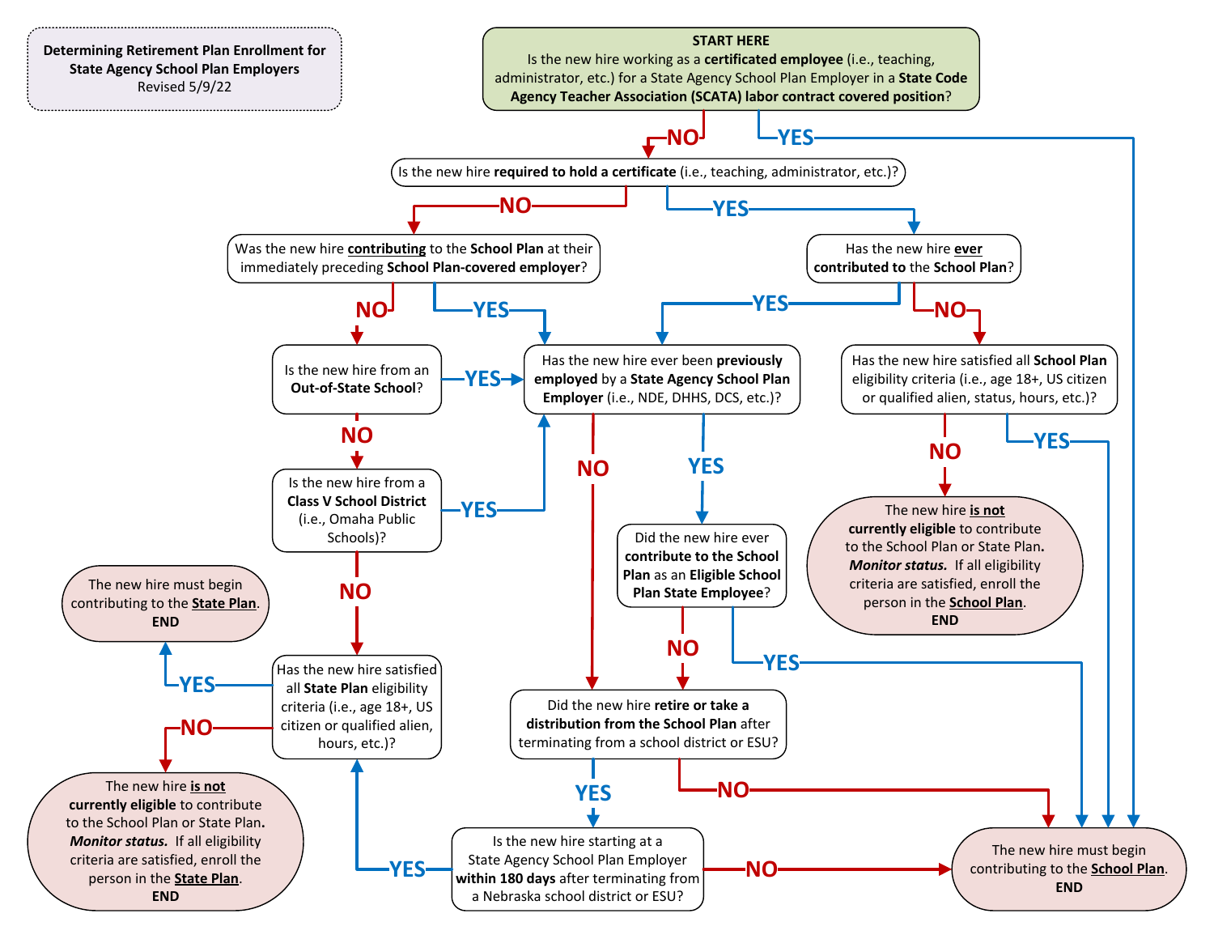**Determining Retirement Plan Enrollment for State Agency School Plan Employers**
Revised 5/9/22

**START HERE**
Is the new hire working as a **certificated employee** (i.e., teaching, administrator, etc.) for a State Agency School Plan Employer in a **State Code Agency Teacher Association (SCATA) labor contract covered position**?

- **YES** → The new hire must begin contributing to the **School Plan**. **END**
- **NO** → Is the new hire **required to hold a certificate** (i.e., teaching, administrator, etc.)?

---

**Is the new hire required to hold a certificate (i.e., teaching, administrator, etc.)?**

- **YES** → Has the new hire **ever contributed to the School Plan**?
- **NO** → Was the new hire **contributing** to the **School Plan** at their immediately preceding **School Plan-covered employer**?

---

**Has the new hire ever contributed to the School Plan?**

- **YES** → Has the new hire ever been **previously employed** by a **State Agency School Plan Employer** (i.e., NDE, DHHS, DCS, etc.)?
- **NO** → Has the new hire satisfied all **School Plan** eligibility criteria (i.e., age 18+, US citizen or qualified alien, status, hours, etc.)?

---

**Has the new hire satisfied all School Plan eligibility criteria (i.e., age 18+, US citizen or qualified alien, status, hours, etc.)?**

- **YES** → The new hire must begin contributing to the **School Plan**. **END**
- **NO** → The new hire **is not currently eligible** to contribute to the School Plan or State Plan. ***Monitor status.*** If all eligibility criteria are satisfied, enroll the person in the **School Plan**. **END**

---

**Was the new hire contributing to the School Plan at their immediately preceding School Plan-covered employer?**

- **YES** → Has the new hire ever been **previously employed** by a **State Agency School Plan Employer** (i.e., NDE, DHHS, DCS, etc.)?
- **NO** → Is the new hire from an **Out-of-State School**?

---

**Is the new hire from an Out-of-State School?**

- **YES** → Has the new hire ever been **previously employed** by a **State Agency School Plan Employer** (i.e., NDE, DHHS, DCS, etc.)?
- **NO** → Is the new hire from a **Class V School District** (i.e., Omaha Public Schools)?

---

**Is the new hire from a Class V School District (i.e., Omaha Public Schools)?**

- **YES** → Has the new hire ever been **previously employed** by a **State Agency School Plan Employer** (i.e., NDE, DHHS, DCS, etc.)?
- **NO** → Has the new hire satisfied all **State Plan** eligibility criteria (i.e., age 18+, US citizen or qualified alien, hours, etc.)?

---

**Has the new hire ever been previously employed by a State Agency School Plan Employer (i.e., NDE, DHHS, DCS, etc.)?**

- **YES** → Did the new hire ever **contribute to the School Plan** as an **Eligible School Plan State Employee**?
- **NO** → Did the new hire **retire or take a distribution from the School Plan** after terminating from a school district or ESU?

---

**Did the new hire ever contribute to the School Plan as an Eligible School Plan State Employee?**

- **YES** → The new hire must begin contributing to the **School Plan**. **END**
- **NO** → Did the new hire **retire or take a distribution from the School Plan** after terminating from a school district or ESU?

---

**Did the new hire retire or take a distribution from the School Plan after terminating from a school district or ESU?**

- **YES** → Is the new hire starting at a State Agency School Plan Employer **within 180 days** after terminating from a Nebraska school district or ESU?
- **NO** → The new hire must begin contributing to the **School Plan**. **END**

---

**Is the new hire starting at a State Agency School Plan Employer within 180 days after terminating from a Nebraska school district or ESU?**

- **YES** → Has the new hire satisfied all **State Plan** eligibility criteria (i.e., age 18+, US citizen or qualified alien, hours, etc.)?
- **NO** → The new hire must begin contributing to the **School Plan**. **END**

---

**Has the new hire satisfied all State Plan eligibility criteria (i.e., age 18+, US citizen or qualified alien, hours, etc.)?**

- **YES** → The new hire must begin contributing to the **State Plan**. **END**
- **NO** → The new hire **is not currently eligible** to contribute to the School Plan or State Plan. ***Monitor status.*** If all eligibility criteria are satisfied, enroll the person in the **State Plan**. **END**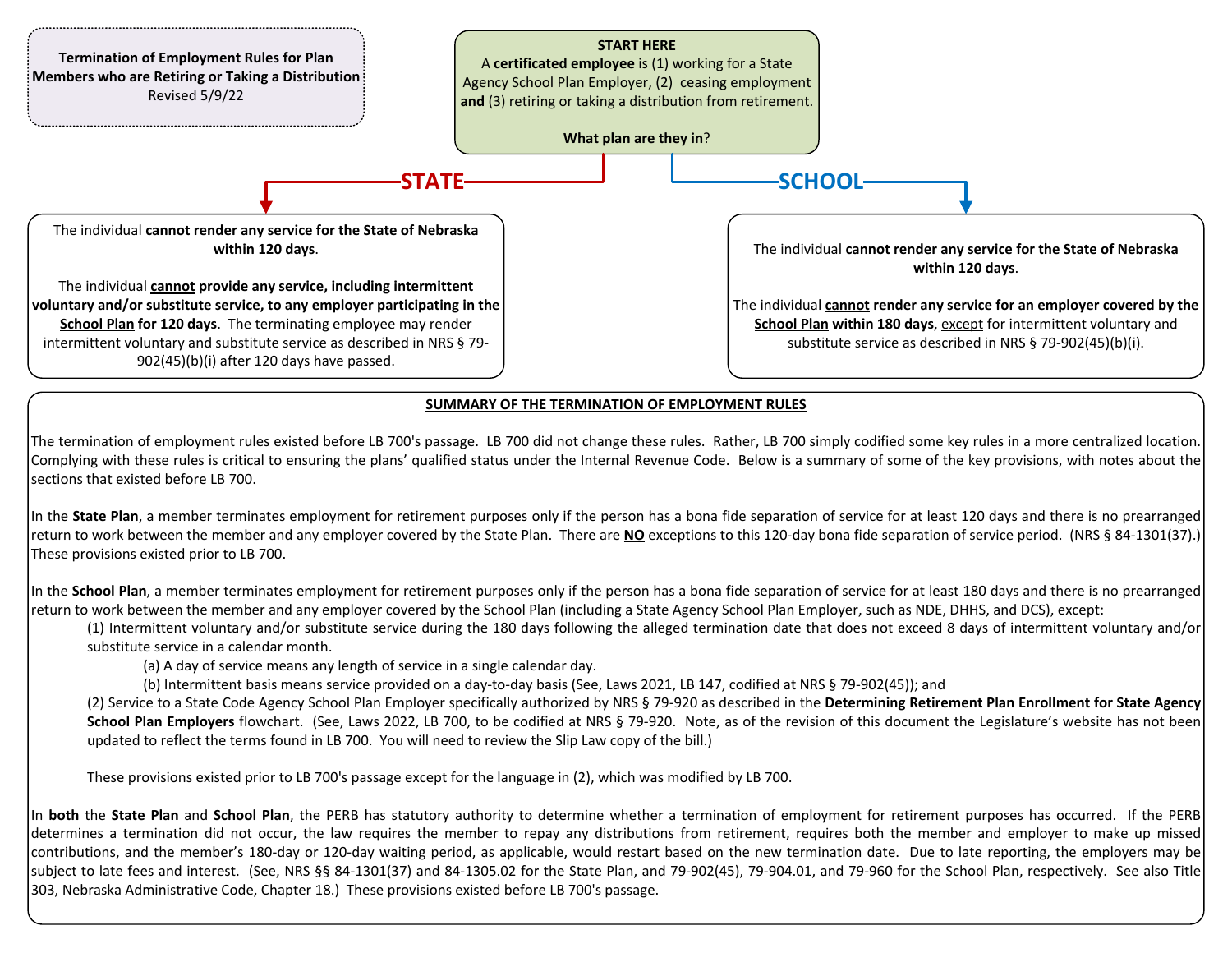**Termination of Employment Rules for Plan Members who are Retiring or Taking a Distribution**
Revised 5/9/22

**START HERE**

A **certificated employee** is (1) working for a State Agency School Plan Employer, (2) ceasing employment **and** (3) retiring or taking a distribution from retirement.

**What plan are they in?**

## STATE

The individual **cannot render any service for the State of Nebraska within 120 days**.

The individual **cannot provide any service, including intermittent voluntary and/or substitute service, to any employer participating in the School Plan for 120 days**. The terminating employee may render intermittent voluntary and substitute service as described in NRS § 79-902(45)(b)(i) after 120 days have passed.

## SCHOOL

The individual **cannot render any service for the State of Nebraska within 120 days**.

The individual **cannot render any service for an employer covered by the School Plan within 180 days**, except for intermittent voluntary and substitute service as described in NRS § 79-902(45)(b)(i).

## SUMMARY OF THE TERMINATION OF EMPLOYMENT RULES

The termination of employment rules existed before LB 700's passage. LB 700 did not change these rules. Rather, LB 700 simply codified some key rules in a more centralized location. Complying with these rules is critical to ensuring the plans' qualified status under the Internal Revenue Code. Below is a summary of some of the key provisions, with notes about the sections that existed before LB 700.

In the **State Plan**, a member terminates employment for retirement purposes only if the person has a bona fide separation of service for at least 120 days and there is no prearranged return to work between the member and any employer covered by the State Plan. There are **NO** exceptions to this 120-day bona fide separation of service period. (NRS § 84-1301(37).) These provisions existed prior to LB 700.

In the **School Plan**, a member terminates employment for retirement purposes only if the person has a bona fide separation of service for at least 180 days and there is no prearranged return to work between the member and any employer covered by the School Plan (including a State Agency School Plan Employer, such as NDE, DHHS, and DCS), except:

(1) Intermittent voluntary and/or substitute service during the 180 days following the alleged termination date that does not exceed 8 days of intermittent voluntary and/or substitute service in a calendar month.

- (a) A day of service means any length of service in a single calendar day.
- (b) Intermittent basis means service provided on a day-to-day basis (See, Laws 2021, LB 147, codified at NRS § 79-902(45)); and

(2) Service to a State Code Agency School Plan Employer specifically authorized by NRS § 79-920 as described in the **Determining Retirement Plan Enrollment for State Agency School Plan Employers** flowchart. (See, Laws 2022, LB 700, to be codified at NRS § 79-920. Note, as of the revision of this document the Legislature's website has not been updated to reflect the terms found in LB 700. You will need to review the Slip Law copy of the bill.)

These provisions existed prior to LB 700's passage except for the language in (2), which was modified by LB 700.

In **both** the **State Plan** and **School Plan**, the PERB has statutory authority to determine whether a termination of employment for retirement purposes has occurred. If the PERB determines a termination did not occur, the law requires the member to repay any distributions from retirement, requires both the member and employer to make up missed contributions, and the member's 180-day or 120-day waiting period, as applicable, would restart based on the new termination date. Due to late reporting, the employers may be subject to late fees and interest. (See, NRS §§ 84-1301(37) and 84-1305.02 for the State Plan, and 79-902(45), 79-904.01, and 79-960 for the School Plan, respectively. See also Title 303, Nebraska Administrative Code, Chapter 18.) These provisions existed before LB 700's passage.